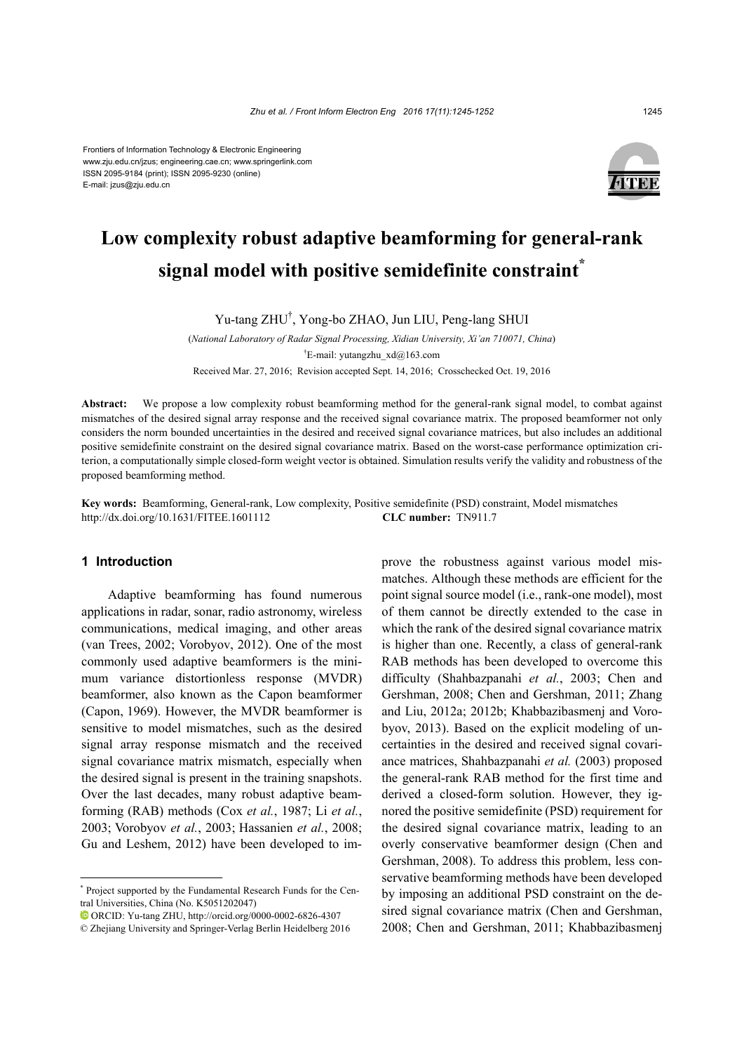Frontiers of Information Technology & Electronic Engineering
www.zju.edu.cn/jzus; engineering.cae.cn; www.springerlink.com
ISSN 2095-9184 (print); ISSN 2095-9230 (online)
E-mail: jzus@zju.edu.cn

# Low complexity robust adaptive beamforming for general-rank signal model with positive semidefinite constraint*

Yu-tang ZHU†, Yong-bo ZHAO, Jun LIU, Peng-lang SHUI

(*National Laboratory of Radar Signal Processing, Xidian University, Xi'an 710071, China*)

†E-mail: yutangzhu_xd@163.com

Received Mar. 27, 2016; Revision accepted Sept. 14, 2016; Crosschecked Oct. 19, 2016

**Abstract:** We propose a low complexity robust beamforming method for the general-rank signal model, to combat against mismatches of the desired signal array response and the received signal covariance matrix. The proposed beamformer not only considers the norm bounded uncertainties in the desired and received signal covariance matrices, but also includes an additional positive semidefinite constraint on the desired signal covariance matrix. Based on the worst-case performance optimization criterion, a computationally simple closed-form weight vector is obtained. Simulation results verify the validity and robustness of the proposed beamforming method.

**Key words:** Beamforming, General-rank, Low complexity, Positive semidefinite (PSD) constraint, Model mismatches
http://dx.doi.org/10.1631/FITEE.1601112 **CLC number:** TN911.7

## 1 Introduction

Adaptive beamforming has found numerous applications in radar, sonar, radio astronomy, wireless communications, medical imaging, and other areas (van Trees, 2002; Vorobyov, 2012). One of the most commonly used adaptive beamformers is the minimum variance distortionless response (MVDR) beamformer, also known as the Capon beamformer (Capon, 1969). However, the MVDR beamformer is sensitive to model mismatches, such as the desired signal array response mismatch and the received signal covariance matrix mismatch, especially when the desired signal is present in the training snapshots. Over the last decades, many robust adaptive beamforming (RAB) methods (Cox *et al.*, 1987; Li *et al.*, 2003; Vorobyov *et al.*, 2003; Hassanien *et al.*, 2008; Gu and Leshem, 2012) have been developed to improve the robustness against various model mismatches. Although these methods are efficient for the point signal source model (i.e., rank-one model), most of them cannot be directly extended to the case in which the rank of the desired signal covariance matrix is higher than one. Recently, a class of general-rank RAB methods has been developed to overcome this difficulty (Shahbazpanahi *et al.*, 2003; Chen and Gershman, 2008; Chen and Gershman, 2011; Zhang and Liu, 2012a; 2012b; Khabbazibasmenj and Vorobyov, 2013). Based on the explicit modeling of uncertainties in the desired and received signal covariance matrices, Shahbazpanahi *et al.* (2003) proposed the general-rank RAB method for the first time and derived a closed-form solution. However, they ignored the positive semidefinite (PSD) requirement for the desired signal covariance matrix, leading to an overly conservative beamformer design (Chen and Gershman, 2008). To address this problem, less conservative beamforming methods have been developed by imposing an additional PSD constraint on the desired signal covariance matrix (Chen and Gershman, 2008; Chen and Gershman, 2011; Khabbazibasmenj

---

* Project supported by the Fundamental Research Funds for the Central Universities, China (No. K5051202047)

ORCID: Yu-tang ZHU, http://orcid.org/0000-0002-6826-4307

© Zhejiang University and Springer-Verlag Berlin Heidelberg 2016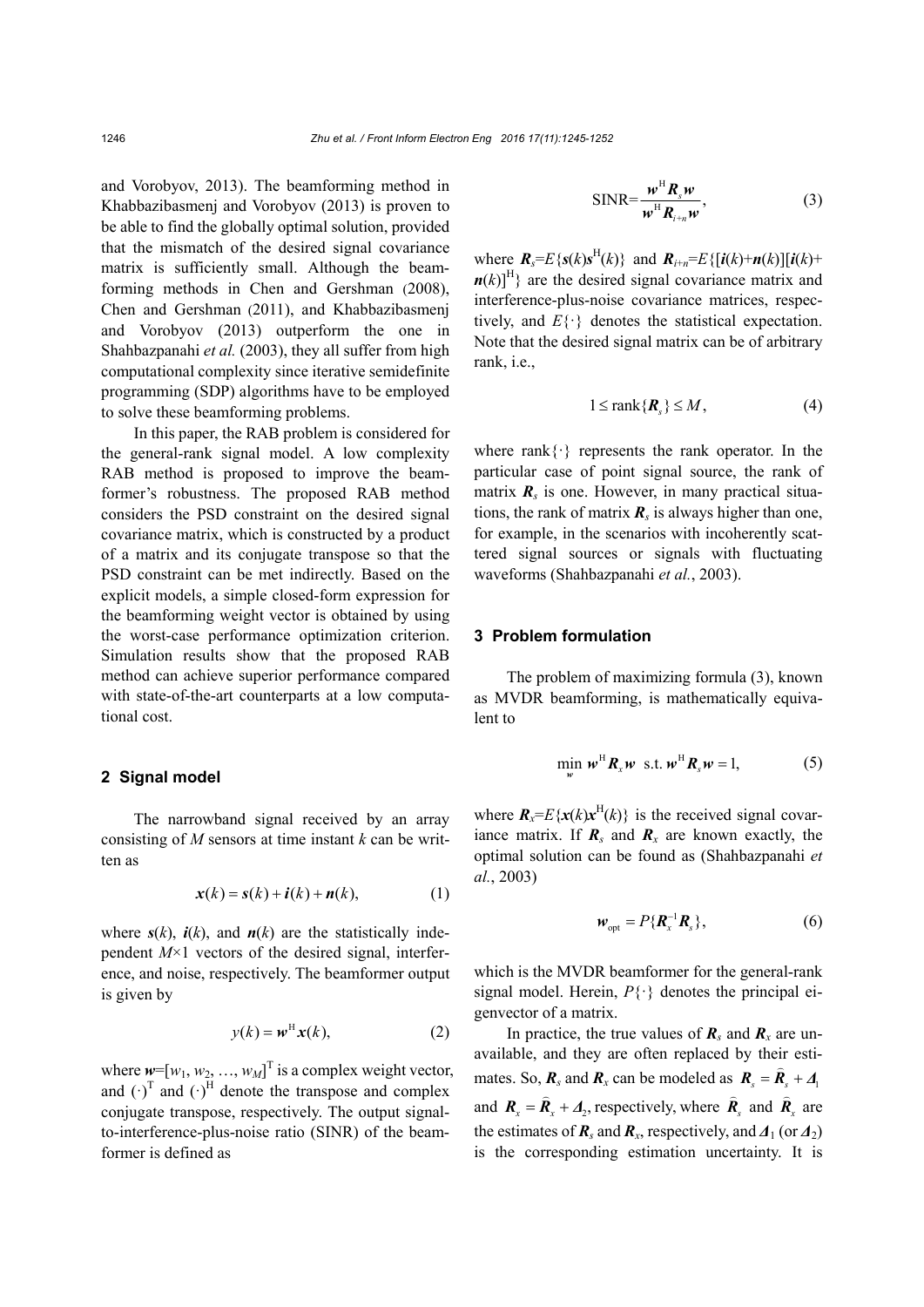and Vorobyov, 2013). The beamforming method in Khabbazibasmenj and Vorobyov (2013) is proven to be able to find the globally optimal solution, provided that the mismatch of the desired signal covariance matrix is sufficiently small. Although the beamforming methods in Chen and Gershman (2008), Chen and Gershman (2011), and Khabbazibasmenj and Vorobyov (2013) outperform the one in Shahbazpanahi *et al.* (2003), they all suffer from high computational complexity since iterative semidefinite programming (SDP) algorithms have to be employed to solve these beamforming problems.

In this paper, the RAB problem is considered for the general-rank signal model. A low complexity RAB method is proposed to improve the beamformer's robustness. The proposed RAB method considers the PSD constraint on the desired signal covariance matrix, which is constructed by a product of a matrix and its conjugate transpose so that the PSD constraint can be met indirectly. Based on the explicit models, a simple closed-form expression for the beamforming weight vector is obtained by using the worst-case performance optimization criterion. Simulation results show that the proposed RAB method can achieve superior performance compared with state-of-the-art counterparts at a low computational cost.

## 2 Signal model

The narrowband signal received by an array consisting of $M$ sensors at time instant $k$ can be written as

$$\boldsymbol{x}(k)=\boldsymbol{s}(k)+\boldsymbol{i}(k)+\boldsymbol{n}(k), \tag{1}$$

where $\boldsymbol{s}(k)$, $\boldsymbol{i}(k)$, and $\boldsymbol{n}(k)$ are the statistically independent $M\times 1$ vectors of the desired signal, interference, and noise, respectively. The beamformer output is given by

$$y(k)=\boldsymbol{w}^{\mathrm{H}}\boldsymbol{x}(k), \tag{2}$$

where $\boldsymbol{w}=[w_1, w_2, \ldots, w_M]^{\mathrm{T}}$ is a complex weight vector, and $(\cdot)^{\mathrm{T}}$ and $(\cdot)^{\mathrm{H}}$ denote the transpose and complex conjugate transpose, respectively. The output signal-to-interference-plus-noise ratio (SINR) of the beamformer is defined as

$$\mathrm{SINR}=\frac{\boldsymbol{w}^{\mathrm{H}}\boldsymbol{R}_s\boldsymbol{w}}{\boldsymbol{w}^{\mathrm{H}}\boldsymbol{R}_{i+n}\boldsymbol{w}}, \tag{3}$$

where $\boldsymbol{R}_s=E\{\boldsymbol{s}(k)\boldsymbol{s}^{\mathrm{H}}(k)\}$ and $\boldsymbol{R}_{i+n}=E\{[\boldsymbol{i}(k)+\boldsymbol{n}(k)][\boldsymbol{i}(k)+\boldsymbol{n}(k)]^{\mathrm{H}}\}$ are the desired signal covariance matrix and interference-plus-noise covariance matrices, respectively, and $E\{\cdot\}$ denotes the statistical expectation. Note that the desired signal matrix can be of arbitrary rank, i.e.,

$$1\leq \mathrm{rank}\{\boldsymbol{R}_s\}\leq M, \tag{4}$$

where $\mathrm{rank}\{\cdot\}$ represents the rank operator. In the particular case of point signal source, the rank of matrix $\boldsymbol{R}_s$ is one. However, in many practical situations, the rank of matrix $\boldsymbol{R}_s$ is always higher than one, for example, in the scenarios with incoherently scattered signal sources or signals with fluctuating waveforms (Shahbazpanahi *et al.*, 2003).

## 3 Problem formulation

The problem of maximizing formula (3), known as MVDR beamforming, is mathematically equivalent to

$$\min_{\boldsymbol{w}}\ \boldsymbol{w}^{\mathrm{H}}\boldsymbol{R}_x\boldsymbol{w}\ \ \text{s.t.}\ \boldsymbol{w}^{\mathrm{H}}\boldsymbol{R}_s\boldsymbol{w}=1, \tag{5}$$

where $\boldsymbol{R}_x=E\{\boldsymbol{x}(k)\boldsymbol{x}^{\mathrm{H}}(k)\}$ is the received signal covariance matrix. If $\boldsymbol{R}_s$ and $\boldsymbol{R}_x$ are known exactly, the optimal solution can be found as (Shahbazpanahi *et al.*, 2003)

$$\boldsymbol{w}_{\mathrm{opt}}=P\{\boldsymbol{R}_x^{-1}\boldsymbol{R}_s\}, \tag{6}$$

which is the MVDR beamformer for the general-rank signal model. Herein, $P\{\cdot\}$ denotes the principal eigenvector of a matrix.

In practice, the true values of $\boldsymbol{R}_s$ and $\boldsymbol{R}_x$ are unavailable, and they are often replaced by their estimates. So, $\boldsymbol{R}_s$ and $\boldsymbol{R}_x$ can be modeled as $\boldsymbol{R}_s=\hat{\boldsymbol{R}}_s+\boldsymbol{\Delta}_1$ and $\boldsymbol{R}_x=\hat{\boldsymbol{R}}_x+\boldsymbol{\Delta}_2$, respectively, where $\hat{\boldsymbol{R}}_s$ and $\hat{\boldsymbol{R}}_x$ are the estimates of $\boldsymbol{R}_s$ and $\boldsymbol{R}_x$, respectively, and $\boldsymbol{\Delta}_1$ (or $\boldsymbol{\Delta}_2$) is the corresponding estimation uncertainty. It is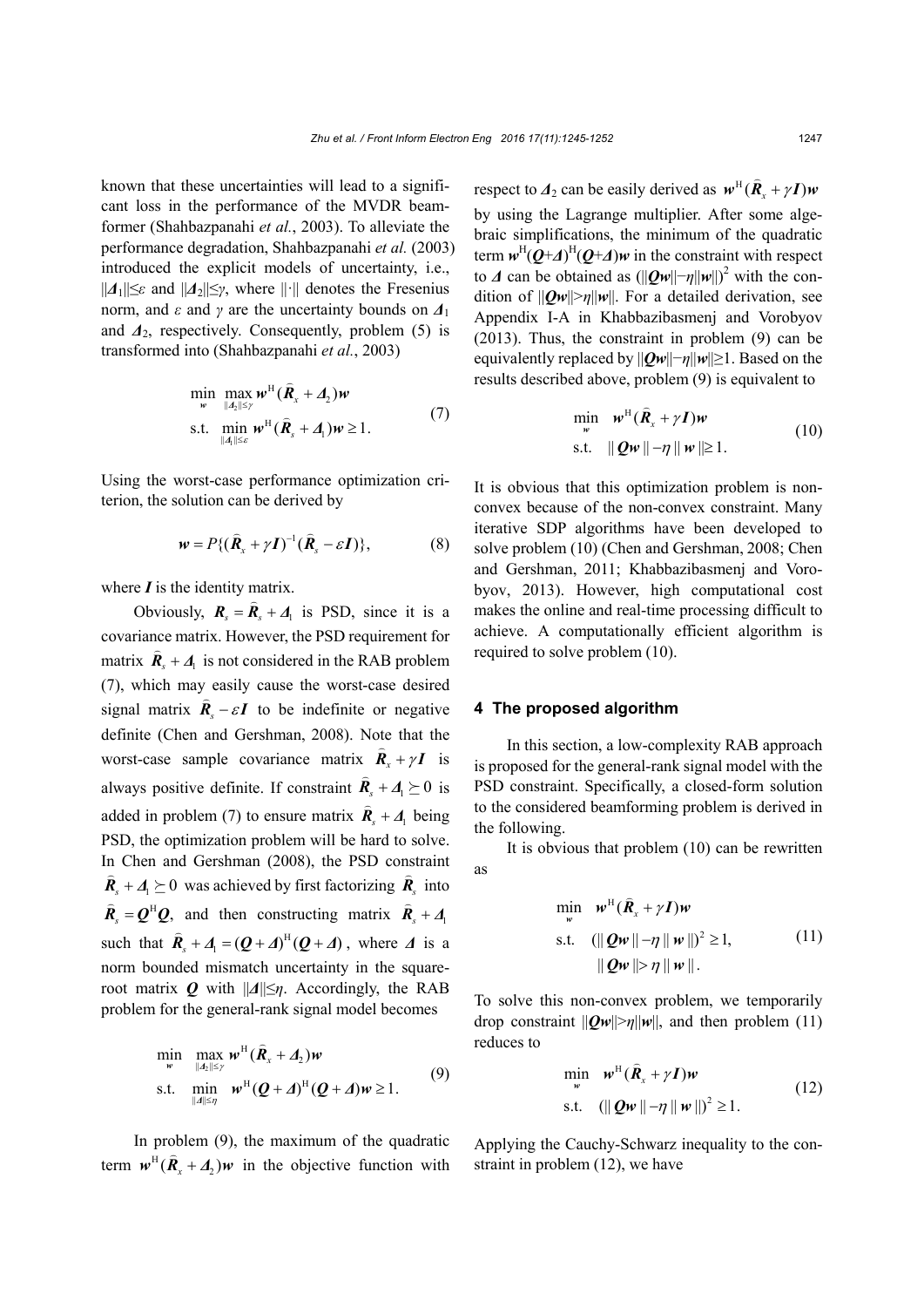known that these uncertainties will lead to a significant loss in the performance of the MVDR beamformer (Shahbazpanahi *et al.*, 2003). To alleviate the performance degradation, Shahbazpanahi *et al.* (2003) introduced the explicit models of uncertainty, i.e., $\|\boldsymbol{\Delta}_1\|\leq\varepsilon$ and $\|\boldsymbol{\Delta}_2\|\leq\gamma$, where $\|\cdot\|$ denotes the Fresenius norm, and $\varepsilon$ and $\gamma$ are the uncertainty bounds on $\boldsymbol{\Delta}_1$ and $\boldsymbol{\Delta}_2$, respectively. Consequently, problem (5) is transformed into (Shahbazpanahi *et al.*, 2003)

$$\begin{aligned}
&\min_{\boldsymbol{w}} \max_{\|\boldsymbol{\Delta}_2\|\leq\gamma} \boldsymbol{w}^{\mathrm{H}}(\widehat{\boldsymbol{R}}_x+\boldsymbol{\Delta}_2)\boldsymbol{w} \\
&\text{s.t.} \min_{\|\boldsymbol{\Delta}_1\|\leq\varepsilon} \boldsymbol{w}^{\mathrm{H}}(\widehat{\boldsymbol{R}}_s+\boldsymbol{\Delta}_1)\boldsymbol{w}\geq 1.
\end{aligned}\tag{7}$$

Using the worst-case performance optimization criterion, the solution can be derived by

$$\boldsymbol{w}=P\{(\widehat{\boldsymbol{R}}_x+\gamma\boldsymbol{I})^{-1}(\widehat{\boldsymbol{R}}_s-\varepsilon\boldsymbol{I})\},\tag{8}$$

where $\boldsymbol{I}$ is the identity matrix.

Obviously, $\boldsymbol{R}_s=\widehat{\boldsymbol{R}}_s+\boldsymbol{\Delta}_1$ is PSD, since it is a covariance matrix. However, the PSD requirement for matrix $\widehat{\boldsymbol{R}}_s+\boldsymbol{\Delta}_1$ is not considered in the RAB problem (7), which may easily cause the worst-case desired signal matrix $\widehat{\boldsymbol{R}}_s-\varepsilon\boldsymbol{I}$ to be indefinite or negative definite (Chen and Gershman, 2008). Note that the worst-case sample covariance matrix $\widehat{\boldsymbol{R}}_x+\gamma\boldsymbol{I}$ is always positive definite. If constraint $\widehat{\boldsymbol{R}}_s+\boldsymbol{\Delta}_1\succeq 0$ is added in problem (7) to ensure matrix $\widehat{\boldsymbol{R}}_s+\boldsymbol{\Delta}_1$ being PSD, the optimization problem will be hard to solve. In Chen and Gershman (2008), the PSD constraint $\widehat{\boldsymbol{R}}_s+\boldsymbol{\Delta}_1\succeq 0$ was achieved by first factorizing $\widehat{\boldsymbol{R}}_s$ into $\widehat{\boldsymbol{R}}_s=\boldsymbol{Q}^{\mathrm{H}}\boldsymbol{Q}$, and then constructing matrix $\widehat{\boldsymbol{R}}_s+\boldsymbol{\Delta}_1$ such that $\widehat{\boldsymbol{R}}_s+\boldsymbol{\Delta}_1=(\boldsymbol{Q}+\boldsymbol{\Delta})^{\mathrm{H}}(\boldsymbol{Q}+\boldsymbol{\Delta})$, where $\boldsymbol{\Delta}$ is a norm bounded mismatch uncertainty in the square-root matrix $\boldsymbol{Q}$ with $\|\boldsymbol{\Delta}\|\leq\eta$. Accordingly, the RAB problem for the general-rank signal model becomes

$$\begin{aligned}
&\min_{\boldsymbol{w}} \max_{\|\boldsymbol{\Delta}_2\|\leq\gamma} \boldsymbol{w}^{\mathrm{H}}(\widehat{\boldsymbol{R}}_x+\boldsymbol{\Delta}_2)\boldsymbol{w} \\
&\text{s.t.} \min_{\|\boldsymbol{\Delta}\|\leq\eta} \boldsymbol{w}^{\mathrm{H}}(\boldsymbol{Q}+\boldsymbol{\Delta})^{\mathrm{H}}(\boldsymbol{Q}+\boldsymbol{\Delta})\boldsymbol{w}\geq 1.
\end{aligned}\tag{9}$$

In problem (9), the maximum of the quadratic term $\boldsymbol{w}^{\mathrm{H}}(\widehat{\boldsymbol{R}}_x+\boldsymbol{\Delta}_2)\boldsymbol{w}$ in the objective function with respect to $\boldsymbol{\Delta}_2$ can be easily derived as $\boldsymbol{w}^{\mathrm{H}}(\widehat{\boldsymbol{R}}_x+\gamma\boldsymbol{I})\boldsymbol{w}$ by using the Lagrange multiplier. After some algebraic simplifications, the minimum of the quadratic term $\boldsymbol{w}^{\mathrm{H}}(\boldsymbol{Q}+\boldsymbol{\Delta})^{\mathrm{H}}(\boldsymbol{Q}+\boldsymbol{\Delta})\boldsymbol{w}$ in the constraint with respect to $\boldsymbol{\Delta}$ can be obtained as $(\|\boldsymbol{Q}\boldsymbol{w}\|-\eta\|\boldsymbol{w}\|)^2$ with the condition of $\|\boldsymbol{Q}\boldsymbol{w}\|>\eta\|\boldsymbol{w}\|$. For a detailed derivation, see Appendix I-A in Khabbazibasmenj and Vorobyov (2013). Thus, the constraint in problem (9) can be equivalently replaced by $\|\boldsymbol{Q}\boldsymbol{w}\|-\eta\|\boldsymbol{w}\|\geq 1$. Based on the results described above, problem (9) is equivalent to

$$\begin{aligned}
&\min_{\boldsymbol{w}} \quad \boldsymbol{w}^{\mathrm{H}}(\widehat{\boldsymbol{R}}_x+\gamma\boldsymbol{I})\boldsymbol{w} \\
&\text{s.t.} \quad \|\boldsymbol{Q}\boldsymbol{w}\|-\eta\|\boldsymbol{w}\|\geq 1.
\end{aligned}\tag{10}$$

It is obvious that this optimization problem is non-convex because of the non-convex constraint. Many iterative SDP algorithms have been developed to solve problem (10) (Chen and Gershman, 2008; Chen and Gershman, 2011; Khabbazibasmenj and Vorobyov, 2013). However, high computational cost makes the online and real-time processing difficult to achieve. A computationally efficient algorithm is required to solve problem (10).

## 4 The proposed algorithm

In this section, a low-complexity RAB approach is proposed for the general-rank signal model with the PSD constraint. Specifically, a closed-form solution to the considered beamforming problem is derived in the following.

It is obvious that problem (10) can be rewritten as

$$\begin{aligned}
&\min_{\boldsymbol{w}} \quad \boldsymbol{w}^{\mathrm{H}}(\widehat{\boldsymbol{R}}_x+\gamma\boldsymbol{I})\boldsymbol{w} \\
&\text{s.t.} \quad (\|\boldsymbol{Q}\boldsymbol{w}\|-\eta\|\boldsymbol{w}\|)^2\geq 1, \\
&\qquad\ \ \|\boldsymbol{Q}\boldsymbol{w}\|>\eta\|\boldsymbol{w}\|.
\end{aligned}\tag{11}$$

To solve this non-convex problem, we temporarily drop constraint $\|\boldsymbol{Q}\boldsymbol{w}\|>\eta\|\boldsymbol{w}\|$, and then problem (11) reduces to

$$\begin{aligned}
&\min_{\boldsymbol{w}} \quad \boldsymbol{w}^{\mathrm{H}}(\widehat{\boldsymbol{R}}_x+\gamma\boldsymbol{I})\boldsymbol{w} \\
&\text{s.t.} \quad (\|\boldsymbol{Q}\boldsymbol{w}\|-\eta\|\boldsymbol{w}\|)^2\geq 1.
\end{aligned}\tag{12}$$

Applying the Cauchy-Schwarz inequality to the constraint in problem (12), we have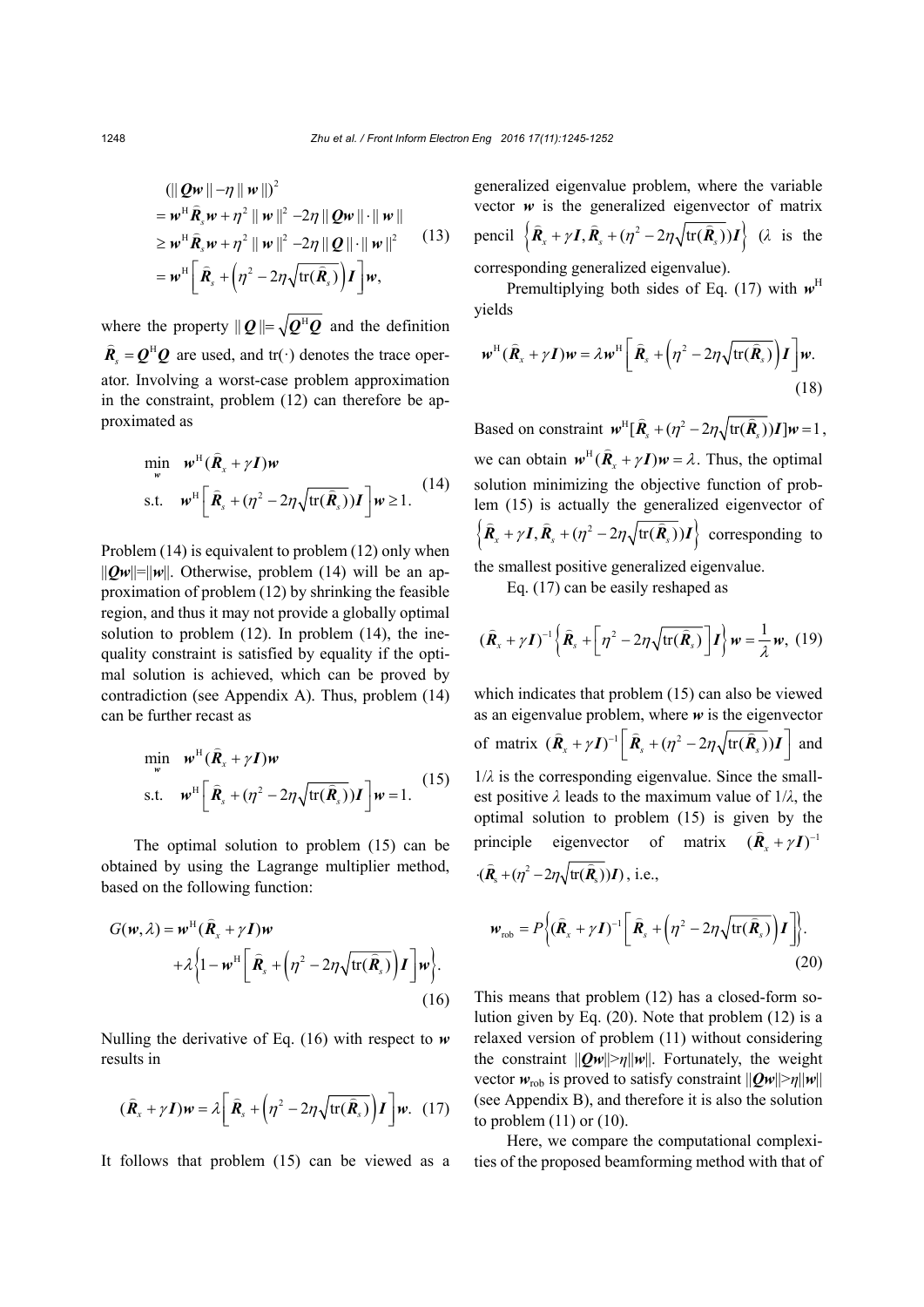$$
\begin{aligned}
&(\|\boldsymbol{Q}\boldsymbol{w}\|-\eta\|\boldsymbol{w}\|)^2 \\
&=\boldsymbol{w}^{\mathrm{H}}\widehat{\boldsymbol{R}}_s\boldsymbol{w}+\eta^2\|\boldsymbol{w}\|^2-2\eta\|\boldsymbol{Q}\boldsymbol{w}\|\cdot\|\boldsymbol{w}\| \\
&\geq \boldsymbol{w}^{\mathrm{H}}\widehat{\boldsymbol{R}}_s\boldsymbol{w}+\eta^2\|\boldsymbol{w}\|^2-2\eta\|\boldsymbol{Q}\|\cdot\|\boldsymbol{w}\|^2 \\
&=\boldsymbol{w}^{\mathrm{H}}\left[\widehat{\boldsymbol{R}}_s+\left(\eta^2-2\eta\sqrt{\mathrm{tr}(\widehat{\boldsymbol{R}}_s)}\right)\boldsymbol{I}\right]\boldsymbol{w},
\end{aligned}
\tag{13}
$$

where the property $\|\boldsymbol{Q}\|=\sqrt{\boldsymbol{Q}^{\mathrm{H}}\boldsymbol{Q}}$ and the definition $\widehat{\boldsymbol{R}}_s=\boldsymbol{Q}^{\mathrm{H}}\boldsymbol{Q}$ are used, and $\mathrm{tr}(\cdot)$ denotes the trace operator. Involving a worst-case problem approximation in the constraint, problem (12) can therefore be approximated as

$$
\begin{aligned}
\min_{\boldsymbol{w}}\quad & \boldsymbol{w}^{\mathrm{H}}(\widehat{\boldsymbol{R}}_x+\gamma\boldsymbol{I})\boldsymbol{w} \\
\text{s.t.}\quad & \boldsymbol{w}^{\mathrm{H}}\left[\widehat{\boldsymbol{R}}_s+(\eta^2-2\eta\sqrt{\mathrm{tr}(\widehat{\boldsymbol{R}}_s)})\boldsymbol{I}\right]\boldsymbol{w}\geq 1.
\end{aligned}
\tag{14}
$$

Problem (14) is equivalent to problem (12) only when $\|\boldsymbol{Q}\boldsymbol{w}\|=\|\boldsymbol{w}\|$. Otherwise, problem (14) will be an approximation of problem (12) by shrinking the feasible region, and thus it may not provide a globally optimal solution to problem (12). In problem (14), the inequality constraint is satisfied by equality if the optimal solution is achieved, which can be proved by contradiction (see Appendix A). Thus, problem (14) can be further recast as

$$
\begin{aligned}
\min_{\boldsymbol{w}}\quad & \boldsymbol{w}^{\mathrm{H}}(\widehat{\boldsymbol{R}}_x+\gamma\boldsymbol{I})\boldsymbol{w} \\
\text{s.t.}\quad & \boldsymbol{w}^{\mathrm{H}}\left[\widehat{\boldsymbol{R}}_s+(\eta^2-2\eta\sqrt{\mathrm{tr}(\widehat{\boldsymbol{R}}_s)})\boldsymbol{I}\right]\boldsymbol{w}=1.
\end{aligned}
\tag{15}
$$

The optimal solution to problem (15) can be obtained by using the Lagrange multiplier method, based on the following function:

$$
\begin{aligned}
G(\boldsymbol{w},\lambda)=&\,\boldsymbol{w}^{\mathrm{H}}(\widehat{\boldsymbol{R}}_x+\gamma\boldsymbol{I})\boldsymbol{w} \\
&+\lambda\left\{1-\boldsymbol{w}^{\mathrm{H}}\left[\widehat{\boldsymbol{R}}_s+\left(\eta^2-2\eta\sqrt{\mathrm{tr}(\widehat{\boldsymbol{R}}_s)}\right)\boldsymbol{I}\right]\boldsymbol{w}\right\}.
\end{aligned}
\tag{16}
$$

Nulling the derivative of Eq. (16) with respect to $\boldsymbol{w}$ results in

$$
(\widehat{\boldsymbol{R}}_x+\gamma\boldsymbol{I})\boldsymbol{w}=\lambda\left[\widehat{\boldsymbol{R}}_s+\left(\eta^2-2\eta\sqrt{\mathrm{tr}(\widehat{\boldsymbol{R}}_s)}\right)\boldsymbol{I}\right]\boldsymbol{w}. \tag{17}
$$

It follows that problem (15) can be viewed as a generalized eigenvalue problem, where the variable vector $\boldsymbol{w}$ is the generalized eigenvector of matrix pencil $\left\{\widehat{\boldsymbol{R}}_x+\gamma\boldsymbol{I},\widehat{\boldsymbol{R}}_s+(\eta^2-2\eta\sqrt{\mathrm{tr}(\widehat{\boldsymbol{R}}_s)})\boldsymbol{I}\right\}$ ($\lambda$ is the corresponding generalized eigenvalue).

Premultiplying both sides of Eq. (17) with $\boldsymbol{w}^{\mathrm{H}}$ yields

$$
\boldsymbol{w}^{\mathrm{H}}(\widehat{\boldsymbol{R}}_x+\gamma\boldsymbol{I})\boldsymbol{w}=\lambda\boldsymbol{w}^{\mathrm{H}}\left[\widehat{\boldsymbol{R}}_s+\left(\eta^2-2\eta\sqrt{\mathrm{tr}(\widehat{\boldsymbol{R}}_s)}\right)\boldsymbol{I}\right]\boldsymbol{w}. \tag{18}
$$

Based on constraint $\boldsymbol{w}^{\mathrm{H}}[\widehat{\boldsymbol{R}}_s+(\eta^2-2\eta\sqrt{\mathrm{tr}(\widehat{\boldsymbol{R}}_s)})\boldsymbol{I}]\boldsymbol{w}=1$, we can obtain $\boldsymbol{w}^{\mathrm{H}}(\widehat{\boldsymbol{R}}_x+\gamma\boldsymbol{I})\boldsymbol{w}=\lambda$. Thus, the optimal solution minimizing the objective function of problem (15) is actually the generalized eigenvector of $\left\{\widehat{\boldsymbol{R}}_x+\gamma\boldsymbol{I},\widehat{\boldsymbol{R}}_s+(\eta^2-2\eta\sqrt{\mathrm{tr}(\widehat{\boldsymbol{R}}_s)})\boldsymbol{I}\right\}$ corresponding to the smallest positive generalized eigenvalue.

Eq. (17) can be easily reshaped as

$$
(\widehat{\boldsymbol{R}}_x+\gamma\boldsymbol{I})^{-1}\left\{\widehat{\boldsymbol{R}}_s+\left[\eta^2-2\eta\sqrt{\mathrm{tr}(\widehat{\boldsymbol{R}}_s)}\right]\boldsymbol{I}\right\}\boldsymbol{w}=\frac{1}{\lambda}\boldsymbol{w}, \tag{19}
$$

which indicates that problem (15) can also be viewed as an eigenvalue problem, where $\boldsymbol{w}$ is the eigenvector of matrix $(\widehat{\boldsymbol{R}}_x+\gamma\boldsymbol{I})^{-1}\left[\widehat{\boldsymbol{R}}_s+(\eta^2-2\eta\sqrt{\mathrm{tr}(\widehat{\boldsymbol{R}}_s)})\boldsymbol{I}\right]$ and $1/\lambda$ is the corresponding eigenvalue. Since the smallest positive $\lambda$ leads to the maximum value of $1/\lambda$, the optimal solution to problem (15) is given by the principle eigenvector of matrix $(\widehat{\boldsymbol{R}}_x+\gamma\boldsymbol{I})^{-1}\cdot(\widehat{\boldsymbol{R}}_s+(\eta^2-2\eta\sqrt{\mathrm{tr}(\widehat{\boldsymbol{R}}_s)})\boldsymbol{I})$, i.e.,

$$
\boldsymbol{w}_{\mathrm{rob}}=P\left\{(\widehat{\boldsymbol{R}}_x+\gamma\boldsymbol{I})^{-1}\left[\widehat{\boldsymbol{R}}_s+\left(\eta^2-2\eta\sqrt{\mathrm{tr}(\widehat{\boldsymbol{R}}_s)}\right)\boldsymbol{I}\right]\right\}. \tag{20}
$$

This means that problem (12) has a closed-form solution given by Eq. (20). Note that problem (12) is a relaxed version of problem (11) without considering the constraint $\|\boldsymbol{Q}\boldsymbol{w}\|>\eta\|\boldsymbol{w}\|$. Fortunately, the weight vector $\boldsymbol{w}_{\mathrm{rob}}$ is proved to satisfy constraint $\|\boldsymbol{Q}\boldsymbol{w}\|>\eta\|\boldsymbol{w}\|$ (see Appendix B), and therefore it is also the solution to problem (11) or (10).

Here, we compare the computational complexities of the proposed beamforming method with that of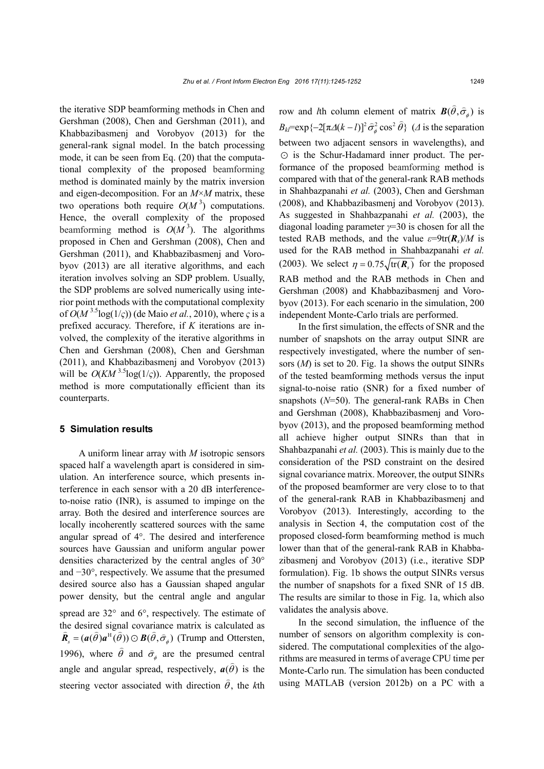the iterative SDP beamforming methods in Chen and Gershman (2008), Chen and Gershman (2011), and Khabbazibasmenj and Vorobyov (2013) for the general-rank signal model. In the batch processing mode, it can be seen from Eq. (20) that the computational complexity of the proposed beamforming method is dominated mainly by the matrix inversion and eigen-decomposition. For an $M\times M$ matrix, these two operations both require $O(M^3)$ computations. Hence, the overall complexity of the proposed beamforming method is $O(M^3)$. The algorithms proposed in Chen and Gershman (2008), Chen and Gershman (2011), and Khabbazibasmenj and Vorobyov (2013) are all iterative algorithms, and each iteration involves solving an SDP problem. Usually, the SDP problems are solved numerically using interior point methods with the computational complexity of $O(M^{3.5}\log(1/\varsigma))$ (de Maio *et al.*, 2010), where $\varsigma$ is a prefixed accuracy. Therefore, if $K$ iterations are involved, the complexity of the iterative algorithms in Chen and Gershman (2008), Chen and Gershman (2011), and Khabbazibasmenj and Vorobyov (2013) will be $O(KM^{3.5}\log(1/\varsigma))$. Apparently, the proposed method is more computationally efficient than its counterparts.

## 5 Simulation results

A uniform linear array with $M$ isotropic sensors spaced half a wavelength apart is considered in simulation. An interference source, which presents interference in each sensor with a 20 dB interference-to-noise ratio (INR), is assumed to impinge on the array. Both the desired and interference sources are locally incoherently scattered sources with the same angular spread of 4°. The desired and interference sources have Gaussian and uniform angular power densities characterized by the central angles of 30° and −30°, respectively. We assume that the presumed desired source also has a Gaussian shaped angular power density, but the central angle and angular spread are 32° and 6°, respectively. The estimate of the desired signal covariance matrix is calculated as $\hat{\boldsymbol{R}}_s=(\boldsymbol{a}(\hat{\theta})\boldsymbol{a}^{\mathrm{H}}(\hat{\theta}))\odot\boldsymbol{B}(\hat{\theta},\hat{\sigma}_\phi)$ (Trump and Ottersten, 1996), where $\hat{\theta}$ and $\hat{\sigma}_\phi$ are the presumed central angle and angular spread, respectively, $\boldsymbol{a}(\hat{\theta})$ is the steering vector associated with direction $\hat{\theta}$, the $k$th row and $l$th column element of matrix $\boldsymbol{B}(\hat{\theta},\hat{\sigma}_\phi)$ is $B_{kl}=\exp\{-2[\pi\Delta(k-l)]^2\hat{\sigma}_\phi^2\cos^2\hat{\theta}\}$ ($\Delta$ is the separation between two adjacent sensors in wavelengths), and $\odot$ is the Schur-Hadamard inner product. The performance of the proposed beamforming method is compared with that of the general-rank RAB methods in Shahbazpanahi *et al.* (2003), Chen and Gershman (2008), and Khabbazibasmenj and Vorobyov (2013). As suggested in Shahbazpanahi *et al.* (2003), the diagonal loading parameter $\gamma$=30 is chosen for all the tested RAB methods, and the value $\varepsilon=9\mathrm{tr}(\boldsymbol{R}_s)/M$ is used for the RAB method in Shahbazpanahi *et al.* (2003). We select $\eta=0.75\sqrt{\mathrm{tr}(\boldsymbol{R}_s)}$ for the proposed RAB method and the RAB methods in Chen and Gershman (2008) and Khabbazibasmenj and Vorobyov (2013). For each scenario in the simulation, 200 independent Monte-Carlo trials are performed.

In the first simulation, the effects of SNR and the number of snapshots on the array output SINR are respectively investigated, where the number of sensors ($M$) is set to 20. Fig. 1a shows the output SINRs of the tested beamforming methods versus the input signal-to-noise ratio (SNR) for a fixed number of snapshots ($N$=50). The general-rank RABs in Chen and Gershman (2008), Khabbazibasmenj and Vorobyov (2013), and the proposed beamforming method all achieve higher output SINRs than that in Shahbazpanahi *et al.* (2003). This is mainly due to the consideration of the PSD constraint on the desired signal covariance matrix. Moreover, the output SINRs of the proposed beamformer are very close to to that of the general-rank RAB in Khabbazibasmenj and Vorobyov (2013). Interestingly, according to the analysis in Section 4, the computation cost of the proposed closed-form beamforming method is much lower than that of the general-rank RAB in Khabbazibasmenj and Vorobyov (2013) (i.e., iterative SDP formulation). Fig. 1b shows the output SINRs versus the number of snapshots for a fixed SNR of 15 dB. The results are similar to those in Fig. 1a, which also validates the analysis above.

In the second simulation, the influence of the number of sensors on algorithm complexity is considered. The computational complexities of the algorithms are measured in terms of average CPU time per Monte-Carlo run. The simulation has been conducted using MATLAB (version 2012b) on a PC with a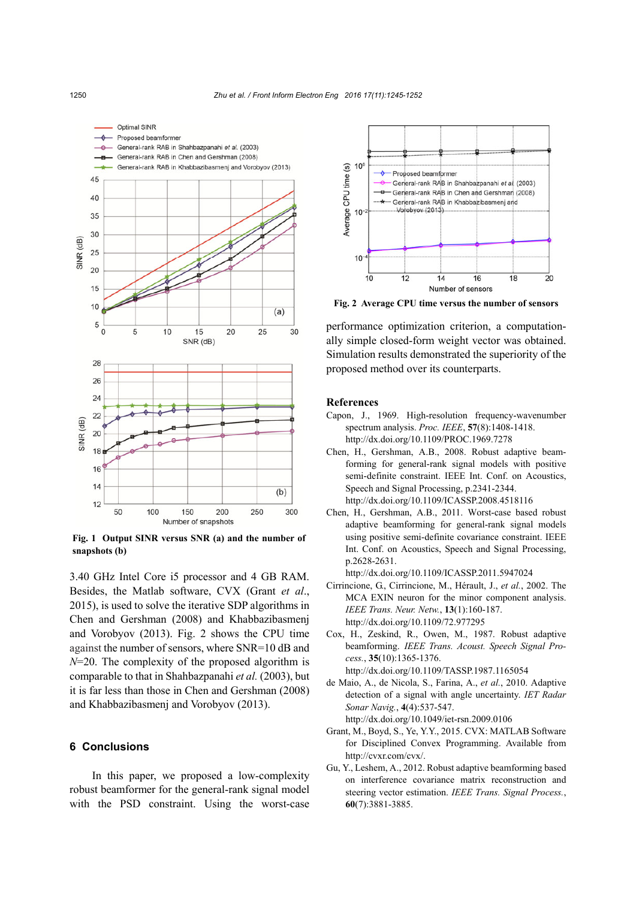Fig. 1 Output SINR versus SNR (a) and the number of snapshots (b)

Fig. 2 Average CPU time versus the number of sensors

3.40 GHz Intel Core i5 processor and 4 GB RAM. Besides, the Matlab software, CVX (Grant *et al.*, 2015), is used to solve the iterative SDP algorithms in Chen and Gershman (2008) and Khabbazibasmenj and Vorobyov (2013). Fig. 2 shows the CPU time against the number of sensors, where SNR=10 dB and $N$=20. The complexity of the proposed algorithm is comparable to that in Shahbazpanahi *et al.* (2003), but it is far less than those in Chen and Gershman (2008) and Khabbazibasmenj and Vorobyov (2013).

## 6 Conclusions

In this paper, we proposed a low-complexity robust beamformer for the general-rank signal model with the PSD constraint. Using the worst-case performance optimization criterion, a computationally simple closed-form weight vector was obtained. Simulation results demonstrated the superiority of the proposed method over its counterparts.

## References

Capon, J., 1969. High-resolution frequency-wavenumber spectrum analysis. *Proc. IEEE*, **57**(8):1408-1418. http://dx.doi.org/10.1109/PROC.1969.7278

Chen, H., Gershman, A.B., 2008. Robust adaptive beamforming for general-rank signal models with positive semi-definite constraint. IEEE Int. Conf. on Acoustics, Speech and Signal Processing, p.2341-2344. http://dx.doi.org/10.1109/ICASSP.2008.4518116

Chen, H., Gershman, A.B., 2011. Worst-case based robust adaptive beamforming for general-rank signal models using positive semi-definite covariance constraint. IEEE Int. Conf. on Acoustics, Speech and Signal Processing, p.2628-2631. http://dx.doi.org/10.1109/ICASSP.2011.5947024

Cirrincione, G., Cirrincione, M., Hérault, J., *et al.*, 2002. The MCA EXIN neuron for the minor component analysis. *IEEE Trans. Neur. Netw.*, **13**(1):160-187. http://dx.doi.org/10.1109/72.977295

Cox, H., Zeskind, R., Owen, M., 1987. Robust adaptive beamforming. *IEEE Trans. Acoust. Speech Signal Process.*, **35**(10):1365-1376. http://dx.doi.org/10.1109/TASSP.1987.1165054

de Maio, A., de Nicola, S., Farina, A., *et al.*, 2010. Adaptive detection of a signal with angle uncertainty. *IET Radar Sonar Navig.*, **4**(4):537-547. http://dx.doi.org/10.1049/iet-rsn.2009.0106

Grant, M., Boyd, S., Ye, Y.Y., 2015. CVX: MATLAB Software for Disciplined Convex Programming. Available from http://cvxr.com/cvx/.

Gu, Y., Leshem, A., 2012. Robust adaptive beamforming based on interference covariance matrix reconstruction and steering vector estimation. *IEEE Trans. Signal Process.*, **60**(7):3881-3885.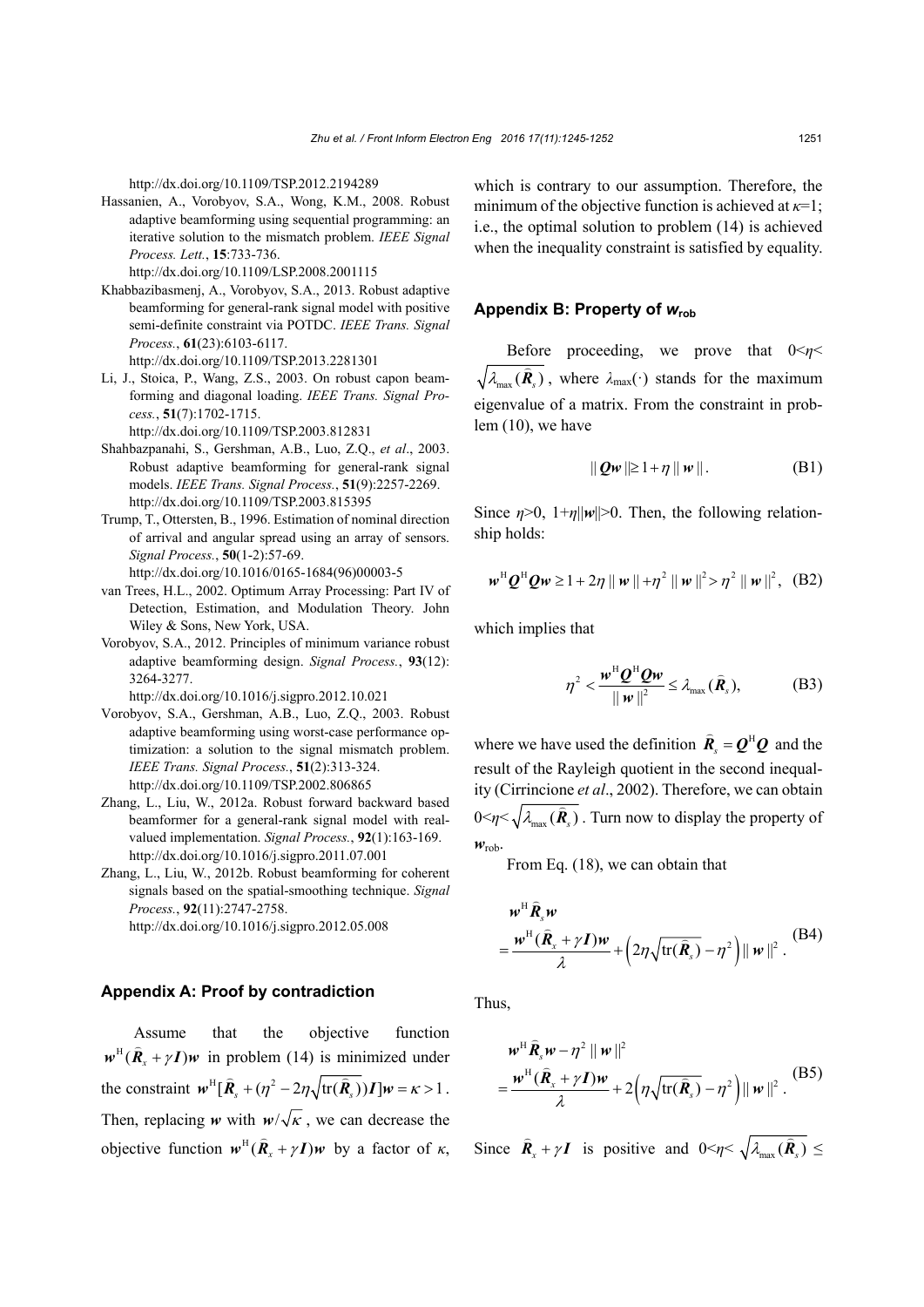http://dx.doi.org/10.1109/TSP.2012.2194289

Hassanien, A., Vorobyov, S.A., Wong, K.M., 2008. Robust adaptive beamforming using sequential programming: an iterative solution to the mismatch problem. *IEEE Signal Process. Lett.*, **15**:733-736. http://dx.doi.org/10.1109/LSP.2008.2001115

Khabbazibasmenj, A., Vorobyov, S.A., 2013. Robust adaptive beamforming for general-rank signal model with positive semi-definite constraint via POTDC. *IEEE Trans. Signal Process.*, **61**(23):6103-6117. http://dx.doi.org/10.1109/TSP.2013.2281301

Li, J., Stoica, P., Wang, Z.S., 2003. On robust capon beamforming and diagonal loading. *IEEE Trans. Signal Process.*, **51**(7):1702-1715. http://dx.doi.org/10.1109/TSP.2003.812831

Shahbazpanahi, S., Gershman, A.B., Luo, Z.Q., *et al*., 2003. Robust adaptive beamforming for general-rank signal models. *IEEE Trans. Signal Process.*, **51**(9):2257-2269. http://dx.doi.org/10.1109/TSP.2003.815395

Trump, T., Ottersten, B., 1996. Estimation of nominal direction of arrival and angular spread using an array of sensors. *Signal Process.*, **50**(1-2):57-69. http://dx.doi.org/10.1016/0165-1684(96)00003-5

van Trees, H.L., 2002. Optimum Array Processing: Part IV of Detection, Estimation, and Modulation Theory. John Wiley & Sons, New York, USA.

Vorobyov, S.A., 2012. Principles of minimum variance robust adaptive beamforming design. *Signal Process.*, **93**(12): 3264-3277. http://dx.doi.org/10.1016/j.sigpro.2012.10.021

Vorobyov, S.A., Gershman, A.B., Luo, Z.Q., 2003. Robust adaptive beamforming using worst-case performance optimization: a solution to the signal mismatch problem. *IEEE Trans. Signal Process.*, **51**(2):313-324. http://dx.doi.org/10.1109/TSP.2002.806865

Zhang, L., Liu, W., 2012a. Robust forward backward based beamformer for a general-rank signal model with real-valued implementation. *Signal Process.*, **92**(1):163-169. http://dx.doi.org/10.1016/j.sigpro.2011.07.001

Zhang, L., Liu, W., 2012b. Robust beamforming for coherent signals based on the spatial-smoothing technique. *Signal Process.*, **92**(11):2747-2758. http://dx.doi.org/10.1016/j.sigpro.2012.05.008

## Appendix A: Proof by contradiction

Assume that the objective function $\boldsymbol{w}^{\mathrm{H}}(\widehat{\boldsymbol{R}}_x+\gamma\boldsymbol{I})\boldsymbol{w}$ in problem (14) is minimized under the constraint $\boldsymbol{w}^{\mathrm{H}}[\widehat{\boldsymbol{R}}_s+(\eta^2-2\eta\sqrt{\mathrm{tr}(\widehat{\boldsymbol{R}}_s)})\boldsymbol{I}]\boldsymbol{w}=\kappa>1$. Then, replacing $\boldsymbol{w}$ with $\boldsymbol{w}/\sqrt{\kappa}$, we can decrease the objective function $\boldsymbol{w}^{\mathrm{H}}(\widehat{\boldsymbol{R}}_x+\gamma\boldsymbol{I})\boldsymbol{w}$ by a factor of $\kappa$, which is contrary to our assumption. Therefore, the minimum of the objective function is achieved at $\kappa$=1; i.e., the optimal solution to problem (14) is achieved when the inequality constraint is satisfied by equality.

## Appendix B: Property of $\boldsymbol{w}_{\mathrm{rob}}$

Before proceeding, we prove that $0<\eta<\sqrt{\lambda_{\max}(\widehat{\boldsymbol{R}}_s)}$, where $\lambda_{\max}(\cdot)$ stands for the maximum eigenvalue of a matrix. From the constraint in problem (10), we have

$$\|\boldsymbol{Q}\boldsymbol{w}\|\geq 1+\eta\|\boldsymbol{w}\|. \tag{B1}$$

Since $\eta>0$, $1+\eta\|\boldsymbol{w}\|>0$. Then, the following relationship holds:

$$\boldsymbol{w}^{\mathrm{H}}\boldsymbol{Q}^{\mathrm{H}}\boldsymbol{Q}\boldsymbol{w}\geq 1+2\eta\|\boldsymbol{w}\|+\eta^2\|\boldsymbol{w}\|^2>\eta^2\|\boldsymbol{w}\|^2, \tag{B2}$$

which implies that

$$\eta^2<\frac{\boldsymbol{w}^{\mathrm{H}}\boldsymbol{Q}^{\mathrm{H}}\boldsymbol{Q}\boldsymbol{w}}{\|\boldsymbol{w}\|^2}\leq\lambda_{\max}(\widehat{\boldsymbol{R}}_s), \tag{B3}$$

where we have used the definition $\widehat{\boldsymbol{R}}_s=\boldsymbol{Q}^{\mathrm{H}}\boldsymbol{Q}$ and the result of the Rayleigh quotient in the second inequality (Cirrincione *et al*., 2002). Therefore, we can obtain $0<\eta<\sqrt{\lambda_{\max}(\widehat{\boldsymbol{R}}_s)}$. Turn now to display the property of $\boldsymbol{w}_{\mathrm{rob}}$.

From Eq. (18), we can obtain that

$$\boldsymbol{w}^{\mathrm{H}}\widehat{\boldsymbol{R}}_s\boldsymbol{w}=\frac{\boldsymbol{w}^{\mathrm{H}}(\widehat{\boldsymbol{R}}_x+\gamma\boldsymbol{I})\boldsymbol{w}}{\lambda}+\left(2\eta\sqrt{\mathrm{tr}(\widehat{\boldsymbol{R}}_s)}-\eta^2\right)\|\boldsymbol{w}\|^2. \tag{B4}$$

Thus,

$$\boldsymbol{w}^{\mathrm{H}}\widehat{\boldsymbol{R}}_s\boldsymbol{w}-\eta^2\|\boldsymbol{w}\|^2=\frac{\boldsymbol{w}^{\mathrm{H}}(\widehat{\boldsymbol{R}}_x+\gamma\boldsymbol{I})\boldsymbol{w}}{\lambda}+2\left(\eta\sqrt{\mathrm{tr}(\widehat{\boldsymbol{R}}_s)}-\eta^2\right)\|\boldsymbol{w}\|^2. \tag{B5}$$

Since $\widehat{\boldsymbol{R}}_x+\gamma\boldsymbol{I}$ is positive and $0<\eta<\sqrt{\lambda_{\max}(\widehat{\boldsymbol{R}}_s)}\leq$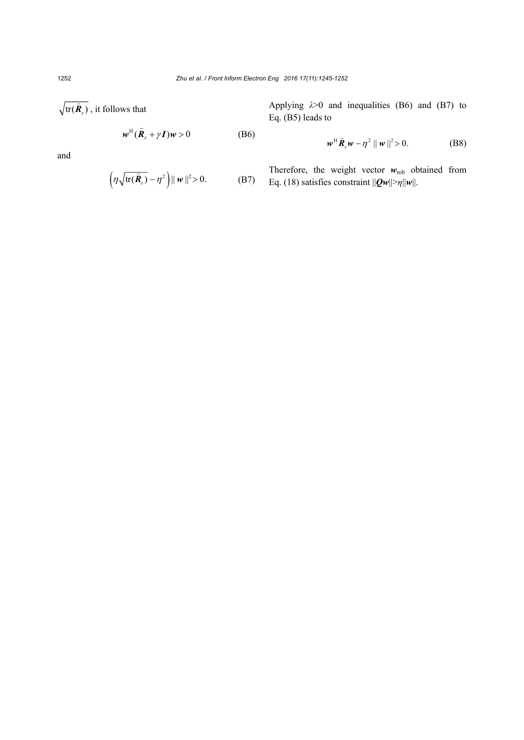$\sqrt{\mathrm{tr}(\widehat{\boldsymbol{R}}_s)}$, it follows that

$$\boldsymbol{w}^{\mathrm{H}}(\widehat{\boldsymbol{R}}_x + \gamma \boldsymbol{I})\boldsymbol{w} > 0 \tag{B6}$$

and

$$\left(\eta\sqrt{\mathrm{tr}(\widehat{\boldsymbol{R}}_s)} - \eta^2\right)\|\boldsymbol{w}\|^2 > 0. \tag{B7}$$

Applying $\lambda>0$ and inequalities (B6) and (B7) to Eq. (B5) leads to

$$\boldsymbol{w}^{\mathrm{H}}\widehat{\boldsymbol{R}}_s\boldsymbol{w} - \eta^2\|\boldsymbol{w}\|^2 > 0. \tag{B8}$$

Therefore, the weight vector $\boldsymbol{w}_{\mathrm{rob}}$ obtained from Eq. (18) satisfies constraint $\|\boldsymbol{Q}\boldsymbol{w}\| > \eta\|\boldsymbol{w}\|$.